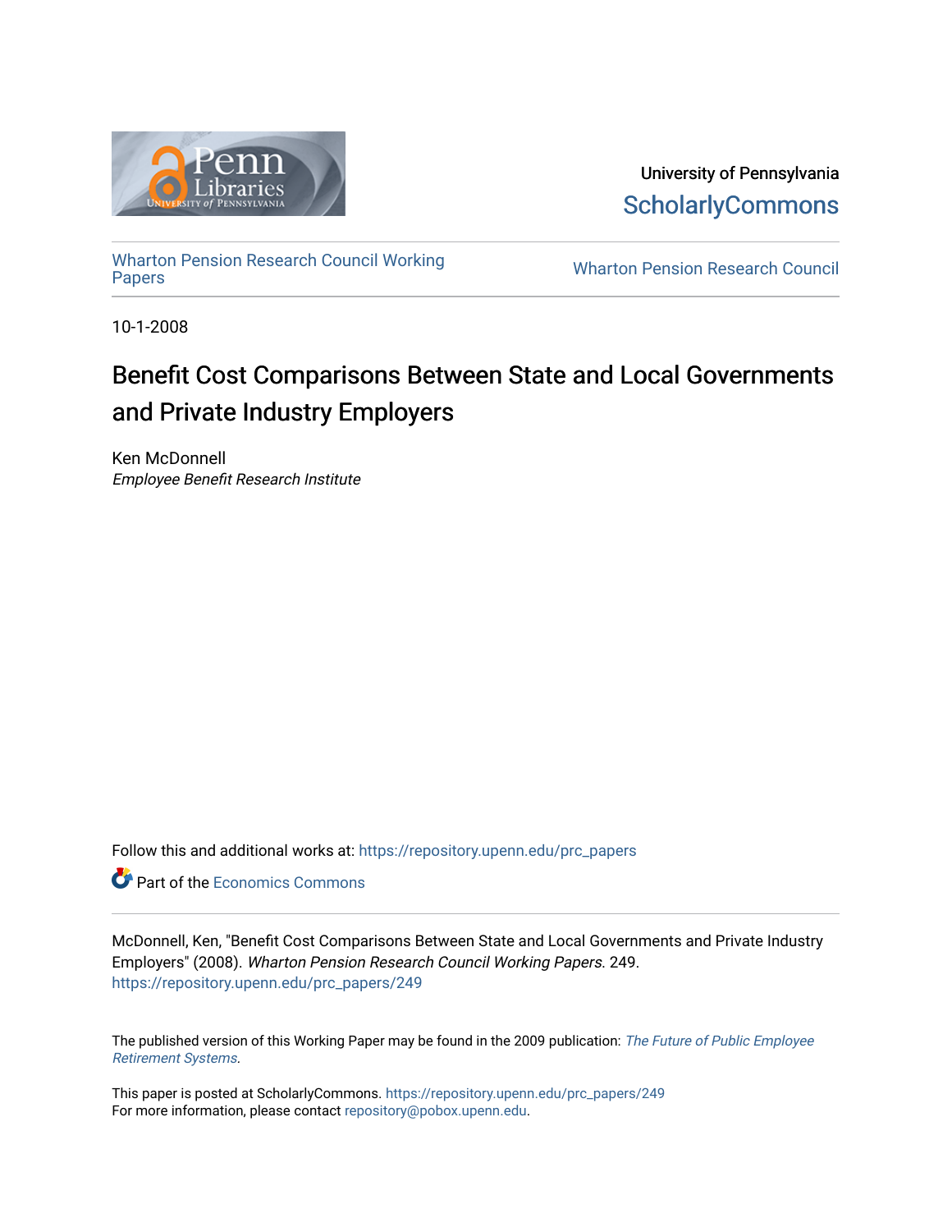University of Pennsylvania
ScholarlyCommons

Wharton Pension Research Council Working Papers

Wharton Pension Research Council

10-1-2008

# Benefit Cost Comparisons Between State and Local Governments and Private Industry Employers

Ken McDonnell
*Employee Benefit Research Institute*

Follow this and additional works at: https://repository.upenn.edu/prc_papers

Part of the Economics Commons

McDonnell, Ken, "Benefit Cost Comparisons Between State and Local Governments and Private Industry Employers" (2008). *Wharton Pension Research Council Working Papers*. 249.
https://repository.upenn.edu/prc_papers/249

The published version of this Working Paper may be found in the 2009 publication: *The Future of Public Employee Retirement Systems*.

This paper is posted at ScholarlyCommons. https://repository.upenn.edu/prc_papers/249
For more information, please contact repository@pobox.upenn.edu.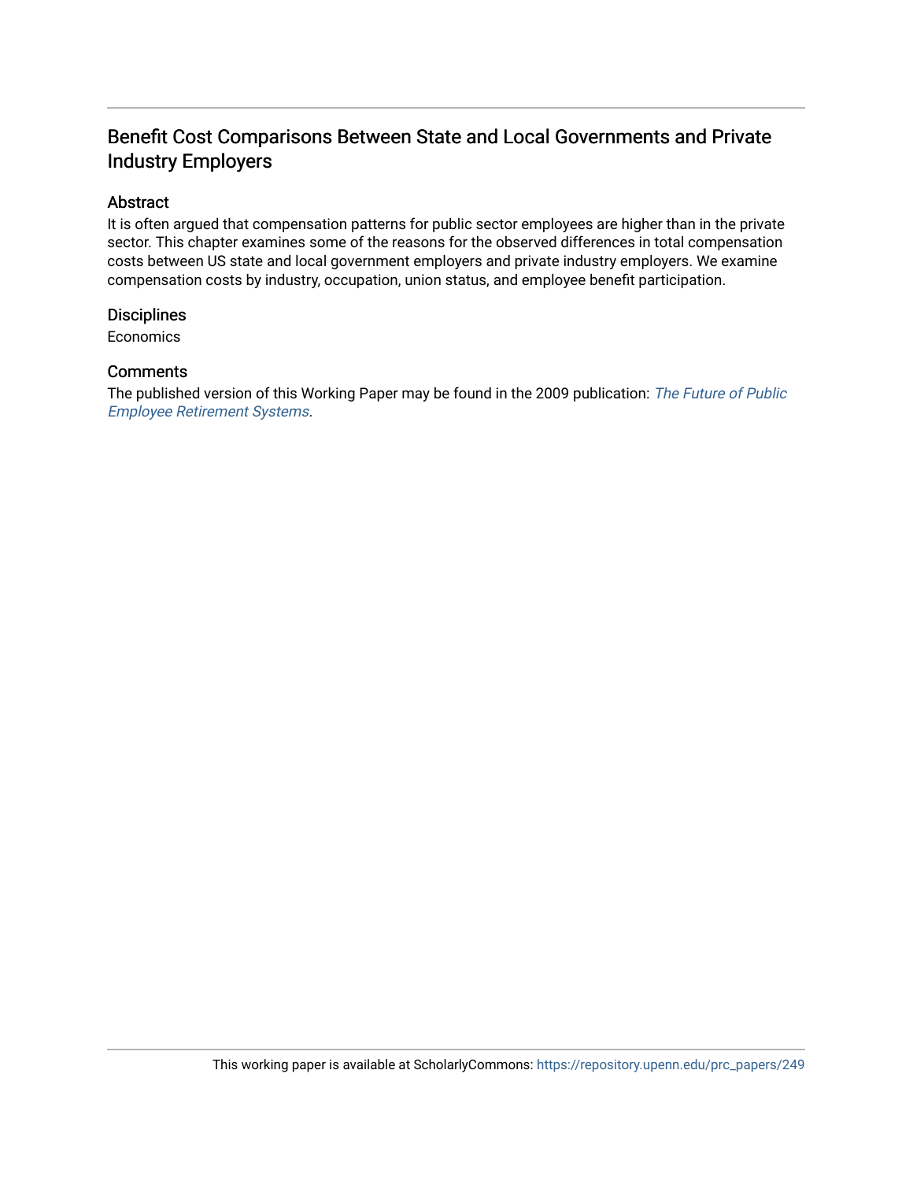# Benefit Cost Comparisons Between State and Local Governments and Private Industry Employers

## Abstract

It is often argued that compensation patterns for public sector employees are higher than in the private sector. This chapter examines some of the reasons for the observed differences in total compensation costs between US state and local government employers and private industry employers. We examine compensation costs by industry, occupation, union status, and employee benefit participation.

## Disciplines

Economics

## Comments

The published version of this Working Paper may be found in the 2009 publication: *The Future of Public Employee Retirement Systems*.

This working paper is available at ScholarlyCommons: https://repository.upenn.edu/prc_papers/249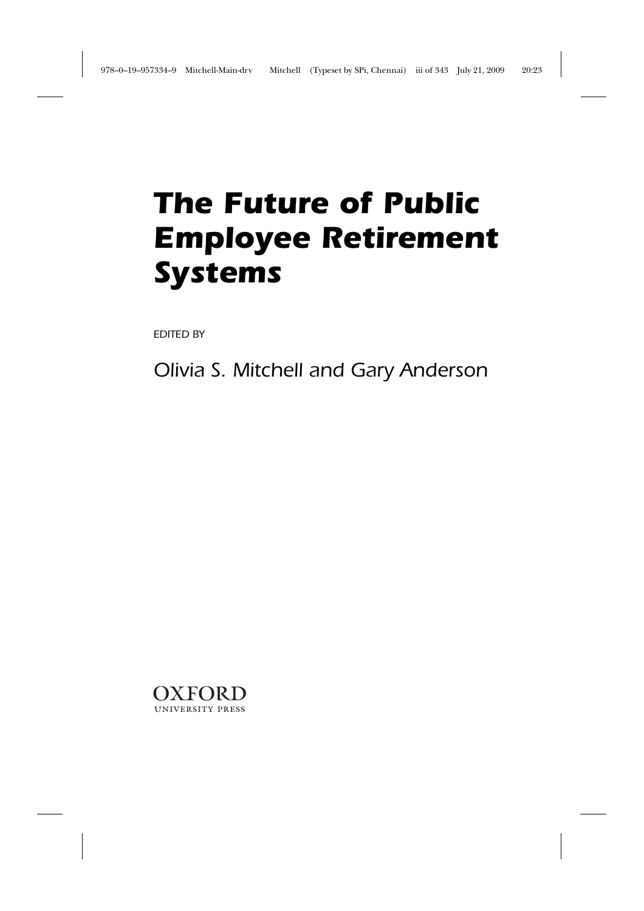# The Future of Public Employee Retirement Systems

EDITED BY

Olivia S. Mitchell and Gary Anderson

OXFORD
UNIVERSITY PRESS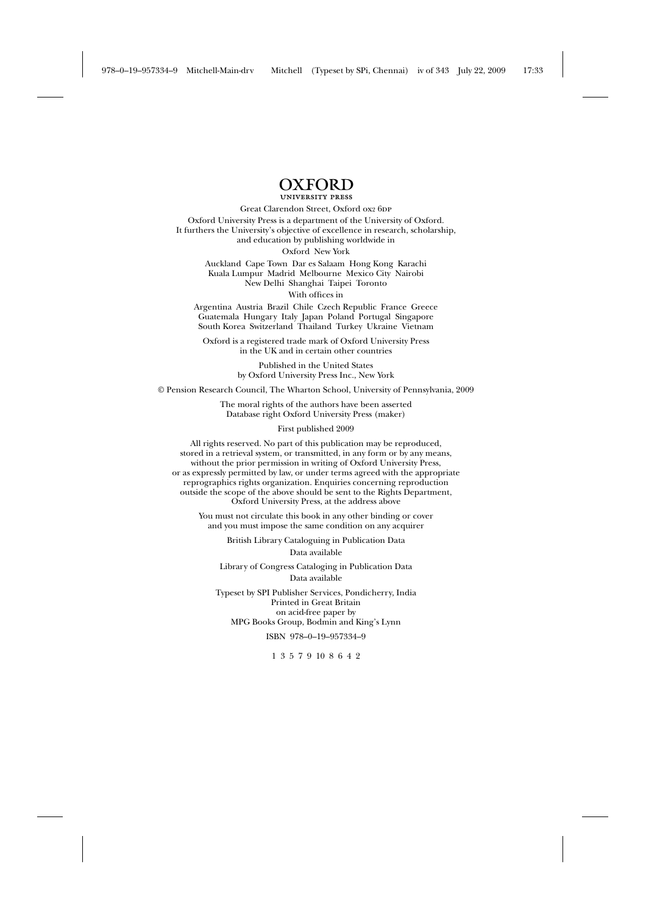# OXFORD
UNIVERSITY PRESS

Great Clarendon Street, Oxford OX2 6DP

Oxford University Press is a department of the University of Oxford.
It furthers the University's objective of excellence in research, scholarship,
and education by publishing worldwide in

Oxford New York

Auckland Cape Town Dar es Salaam Hong Kong Karachi
Kuala Lumpur Madrid Melbourne Mexico City Nairobi
New Delhi Shanghai Taipei Toronto

With offices in

Argentina Austria Brazil Chile Czech Republic France Greece
Guatemala Hungary Italy Japan Poland Portugal Singapore
South Korea Switzerland Thailand Turkey Ukraine Vietnam

Oxford is a registered trade mark of Oxford University Press
in the UK and in certain other countries

Published in the United States
by Oxford University Press Inc., New York

© Pension Research Council, The Wharton School, University of Pennsylvania, 2009

The moral rights of the authors have been asserted
Database right Oxford University Press (maker)

First published 2009

All rights reserved. No part of this publication may be reproduced,
stored in a retrieval system, or transmitted, in any form or by any means,
without the prior permission in writing of Oxford University Press,
or as expressly permitted by law, or under terms agreed with the appropriate
reprographics rights organization. Enquiries concerning reproduction
outside the scope of the above should be sent to the Rights Department,
Oxford University Press, at the address above

You must not circulate this book in any other binding or cover
and you must impose the same condition on any acquirer

British Library Cataloguing in Publication Data

Data available

Library of Congress Cataloging in Publication Data

Data available

Typeset by SPI Publisher Services, Pondicherry, India
Printed in Great Britain
on acid-free paper by
MPG Books Group, Bodmin and King's Lynn

ISBN 978–0–19–957334–9

1 3 5 7 9 10 8 6 4 2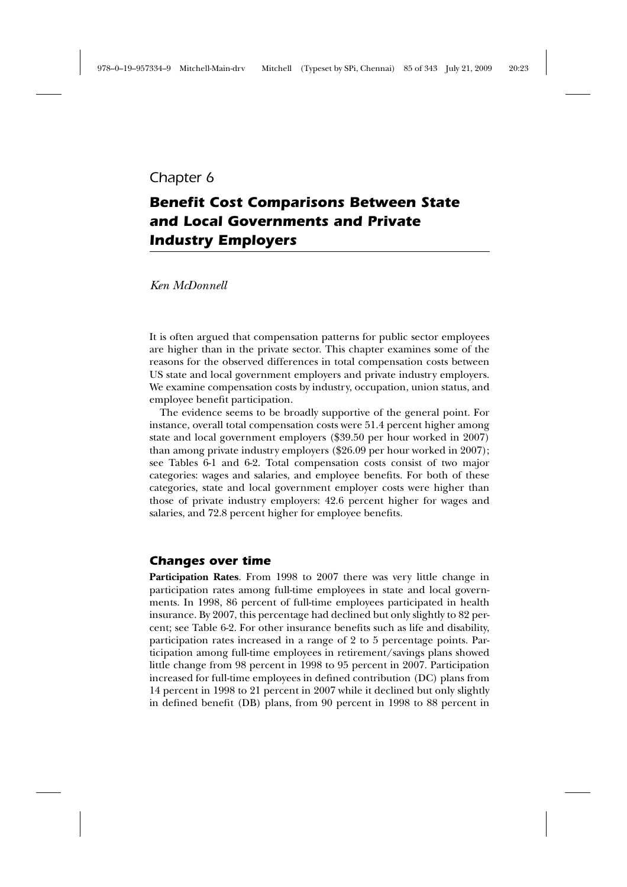Chapter 6

# Benefit Cost Comparisons Between State and Local Governments and Private Industry Employers

*Ken McDonnell*

It is often argued that compensation patterns for public sector employees are higher than in the private sector. This chapter examines some of the reasons for the observed differences in total compensation costs between US state and local government employers and private industry employers. We examine compensation costs by industry, occupation, union status, and employee benefit participation.

The evidence seems to be broadly supportive of the general point. For instance, overall total compensation costs were 51.4 percent higher among state and local government employers ($39.50 per hour worked in 2007) than among private industry employers ($26.09 per hour worked in 2007); see Tables 6-1 and 6-2. Total compensation costs consist of two major categories: wages and salaries, and employee benefits. For both of these categories, state and local government employer costs were higher than those of private industry employers: 42.6 percent higher for wages and salaries, and 72.8 percent higher for employee benefits.

## Changes over time

**Participation Rates**. From 1998 to 2007 there was very little change in participation rates among full-time employees in state and local governments. In 1998, 86 percent of full-time employees participated in health insurance. By 2007, this percentage had declined but only slightly to 82 percent; see Table 6-2. For other insurance benefits such as life and disability, participation rates increased in a range of 2 to 5 percentage points. Participation among full-time employees in retirement/savings plans showed little change from 98 percent in 1998 to 95 percent in 2007. Participation increased for full-time employees in defined contribution (DC) plans from 14 percent in 1998 to 21 percent in 2007 while it declined but only slightly in defined benefit (DB) plans, from 90 percent in 1998 to 88 percent in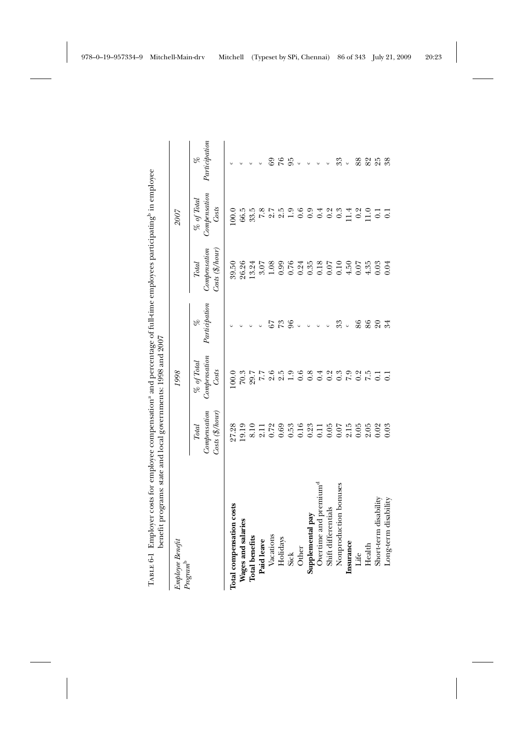Table 6-1 Employer costs for employee compensation[a] and percentage of full-time employees participating[b] in employee benefit programs: state and local governments: 1998 and 2007

| Employee Benefit Program[b] | 1998 | | | 2007 | | |
|---|---|---|---|---|---|---|
| | Total Compensation Costs ($/hour) | % of Total Compensation Costs | % Participation | Total Compensation Costs ($/hour) | % of Total Compensation Costs | % Participation |
| **Total compensation costs** | 27.28 | 100.0 | c | 39.50 | 100.0 | c |
| **Wages and salaries** | 19.19 | 70.3 | c | 26.26 | 66.5 | c |
| **Total benefits** | 8.10 | 29.7 | c | 13.24 | 33.5 | c |
| **Paid leave** | 2.11 | 7.7 | c | 3.07 | 7.8 | c |
| Vacations | 0.72 | 2.6 | 67 | 1.08 | 2.7 | 69 |
| Holidays | 0.69 | 2.5 | 73 | 0.99 | 2.5 | 76 |
| Sick | 0.53 | 1.9 | 96 | 0.76 | 1.9 | 95 |
| Other | 0.16 | 0.6 | c | 0.24 | 0.6 | c |
| **Supplemental pay** | 0.23 | 0.8 | c | 0.35 | 0.9 | c |
| Overtime and premium[d] | 0.11 | 0.4 | c | 0.18 | 0.4 | c |
| Shift differentials | 0.05 | 0.2 | c | 0.07 | 0.2 | c |
| Nonproduction bonuses | 0.07 | 0.3 | 33 | 0.10 | 0.3 | 33 |
| **Insurance** | 2.15 | 7.9 | c | 4.50 | 11.4 | c |
| Life | 0.05 | 0.2 | 86 | 0.07 | 0.2 | 88 |
| Health | 2.05 | 7.5 | 86 | 4.35 | 11.0 | 82 |
| Short-term disability | 0.02 | 0.1 | 20 | 0.03 | 0.1 | 25 |
| Long-term disability | 0.03 | 0.1 | 34 | 0.04 | 0.1 | 38 |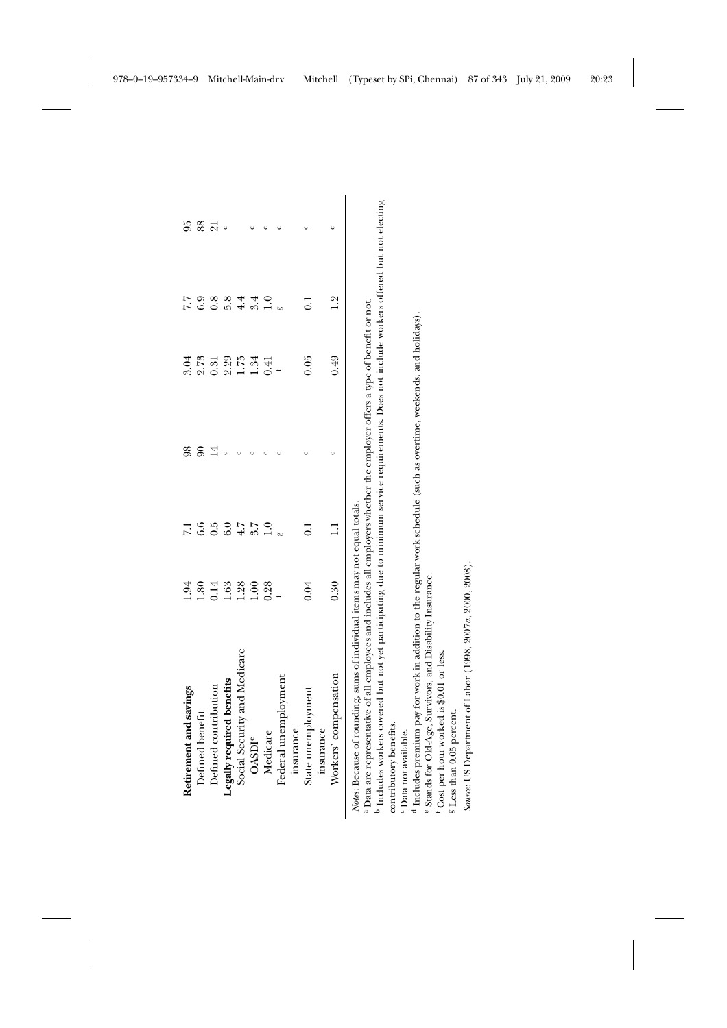| | | | | | | |
|---|---|---|---|---|---|---|
| **Retirement and savings** | 1.94 | 7.1 | 98 | 3.04 | 7.7 | 95 |
| Defined benefit | 1.80 | 6.6 | 90 | 2.73 | 6.9 | 88 |
| Defined contribution | 0.14 | 0.5 | 14 | 0.31 | 0.8 | 21 |
| **Legally required benefits** | 1.63 | 6.0 | c | 2.29 | 5.8 | c |
| Social Security and Medicare | 1.28 | 4.7 | c | 1.75 | 4.4 | |
| OASDI[e] | 1.00 | 3.7 | c | 1.34 | 3.4 | c |
| Medicare | 0.28 | 1.0 | c | 0.41 | 1.0 | c |
| Federal unemployment insurance | f | g | c | f | g | c |
| State unemployment insurance | 0.04 | 0.1 | c | 0.05 | 0.1 | c |
| Workers' compensation | 0.30 | 1.1 | c | 0.49 | 1.2 | c |

*Notes*: Because of rounding, sums of individual items may not equal totals.

[a] Data are representative of all employees and includes all employers whether the employer offers a type of benefit or not.

[b] Includes workers covered but not yet participating due to minimum service requirements. Does not include workers offered but not electing contributory benefits.

[c] Data not available.

[d] Includes premium pay for work in addition to the regular work schedule (such as overtime, weekends, and holidays).

[e] Stands for Old-Age, Survivors, and Disability Insurance.

[f] Cost per hour worked is $0.01 or less.

[g] Less than 0.05 percent.

*Source*: US Department of Labor (1998, 2007*a*, 2000, 2008).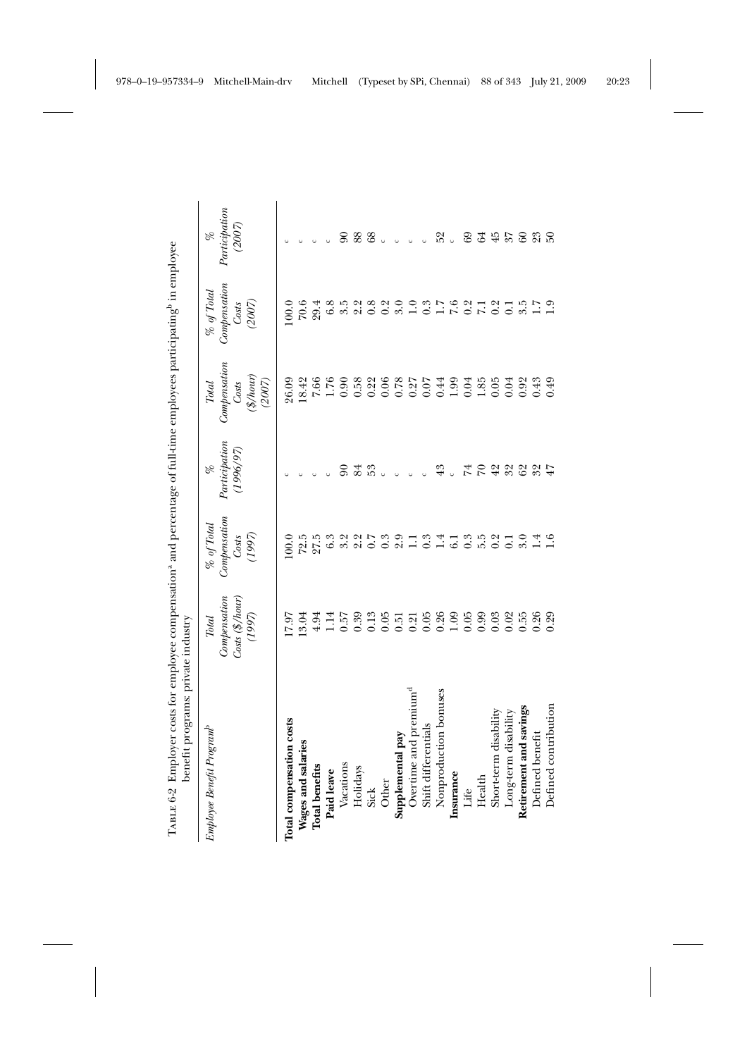TABLE 6-2 Employer costs for employee compensation[a] and percentage of full-time employees participating[b] in employee benefit programs: private industry

| Employee Benefit Program[b] | Total Compensation Costs ($/hour) (1997) | % of Total Compensation Costs (1997) | % Participation (1996/97) | Total Compensation Costs ($/hour) (2007) | % of Total Compensation Costs (2007) | % Participation (2007) |
|---|---|---|---|---|---|---|
| **Total compensation costs** | 17.97 | 100.0 | c | 26.09 | 100.0 | c |
| **Wages and salaries** | 13.04 | 72.5 | c | 18.42 | 70.6 | c |
| **Total benefits** | 4.94 | 27.5 | c | 7.66 | 29.4 | c |
| **Paid leave** | 1.14 | 6.3 | c | 1.76 | 6.8 | c |
| Vacations | 0.57 | 3.2 | 90 | 0.90 | 3.5 | 90 |
| Holidays | 0.39 | 2.2 | 84 | 0.58 | 2.2 | 88 |
| Sick | 0.13 | 0.7 | 53 | 0.22 | 0.8 | 68 |
| Other | 0.05 | 0.3 | c | 0.06 | 0.2 | c |
| **Supplemental pay** | 0.51 | 2.9 | c | 0.78 | 3.0 | c |
| Overtime and premium[d] | 0.21 | 1.1 | c | 0.27 | 1.0 | c |
| Shift differentials | 0.05 | 0.3 | c | 0.07 | 0.3 | c |
| Nonproduction bonuses | 0.26 | 1.4 | 43 | 0.44 | 1.7 | 52 |
| **Insurance** | 1.09 | 6.1 | c | 1.99 | 7.6 | c |
| Life | 0.05 | 0.3 | 74 | 0.04 | 0.2 | 69 |
| Health | 0.99 | 5.5 | 70 | 1.85 | 7.1 | 64 |
| Short-term disability | 0.03 | 0.2 | 42 | 0.05 | 0.2 | 45 |
| Long-term disability | 0.02 | 0.1 | 32 | 0.04 | 0.1 | 37 |
| **Retirement and savings** | 0.55 | 3.0 | 62 | 0.92 | 3.5 | 60 |
| Defined benefit | 0.26 | 1.4 | 32 | 0.43 | 1.7 | 23 |
| Defined contribution | 0.29 | 1.6 | 47 | 0.49 | 1.9 | 50 |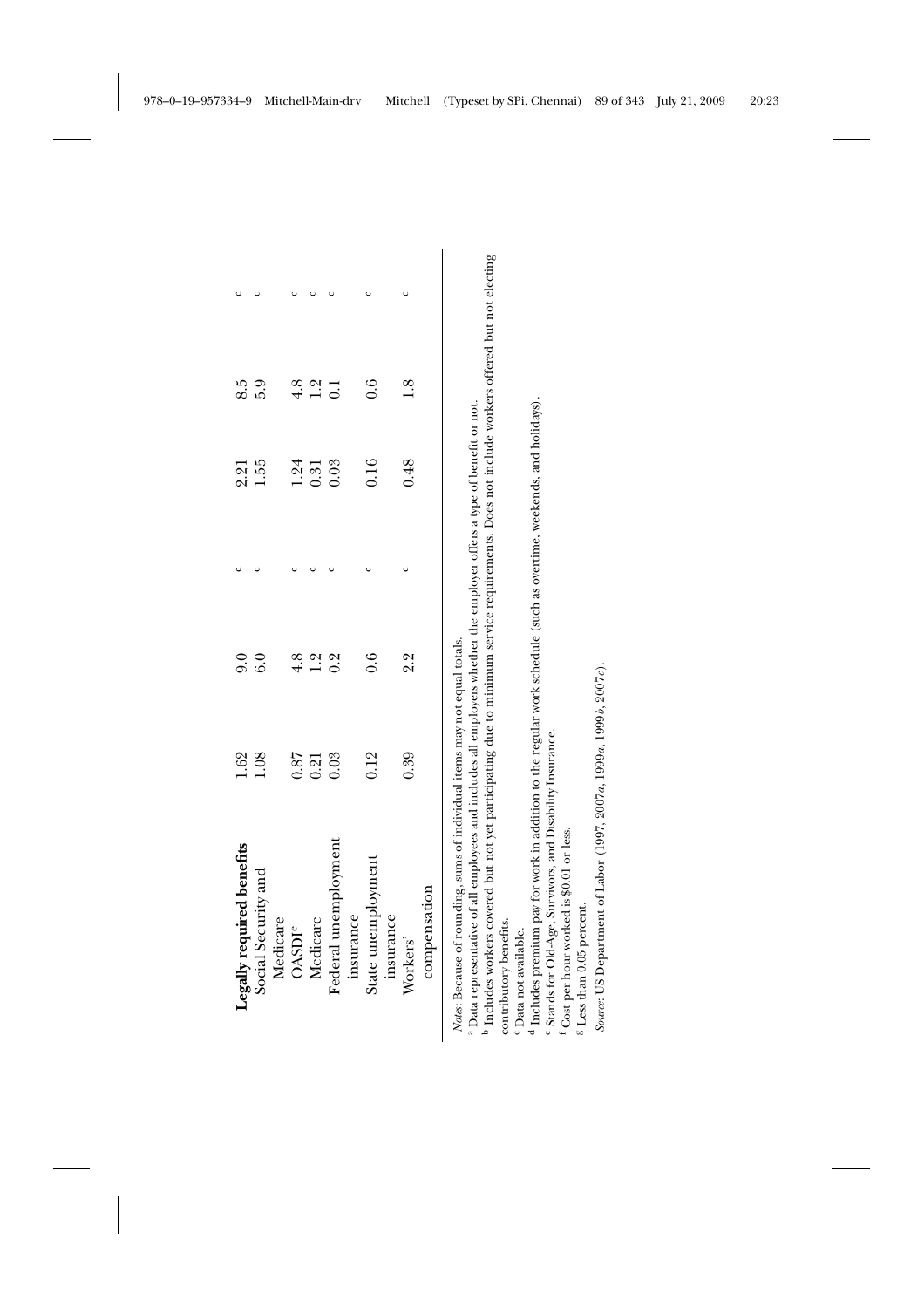| | | | | | | |
|---|---|---|---|---|---|---|
| **Legally required benefits** | 1.62 | 9.0 | c | 2.21 | 8.5 | c |
| Social Security and Medicare | 1.08 | 6.0 | c | 1.55 | 5.9 | c |
| OASDI[e] | 0.87 | 4.8 | c | 1.24 | 4.8 | c |
| Medicare | 0.21 | 1.2 | c | 0.31 | 1.2 | c |
| Federal unemployment insurance | 0.03 | 0.2 | c | 0.03 | 0.1 | c |
| State unemployment insurance | 0.12 | 0.6 | c | 0.16 | 0.6 | c |
| Workers' compensation | 0.39 | 2.2 | c | 0.48 | 1.8 | c |

*Notes*: Because of rounding, sums of individual items may not equal totals.

[a] Data representative of all employees and includes all employers whether the employer offers a type of benefit or not.

[b] Includes workers covered but not yet participating due to minimum service requirements. Does not include workers offered but not electing contributory benefits.

[c] Data not available.

[d] Includes premium pay for work in addition to the regular work schedule (such as overtime, weekends, and holidays).

[e] Stands for Old-Age, Survivors, and Disability Insurance.

[f] Cost per hour worked is $0.01 or less.

[g] Less than 0.05 percent.

*Source*: US Department of Labor (1997, 2007*a*, 1999*a*, 1999*b*, 2007*c*).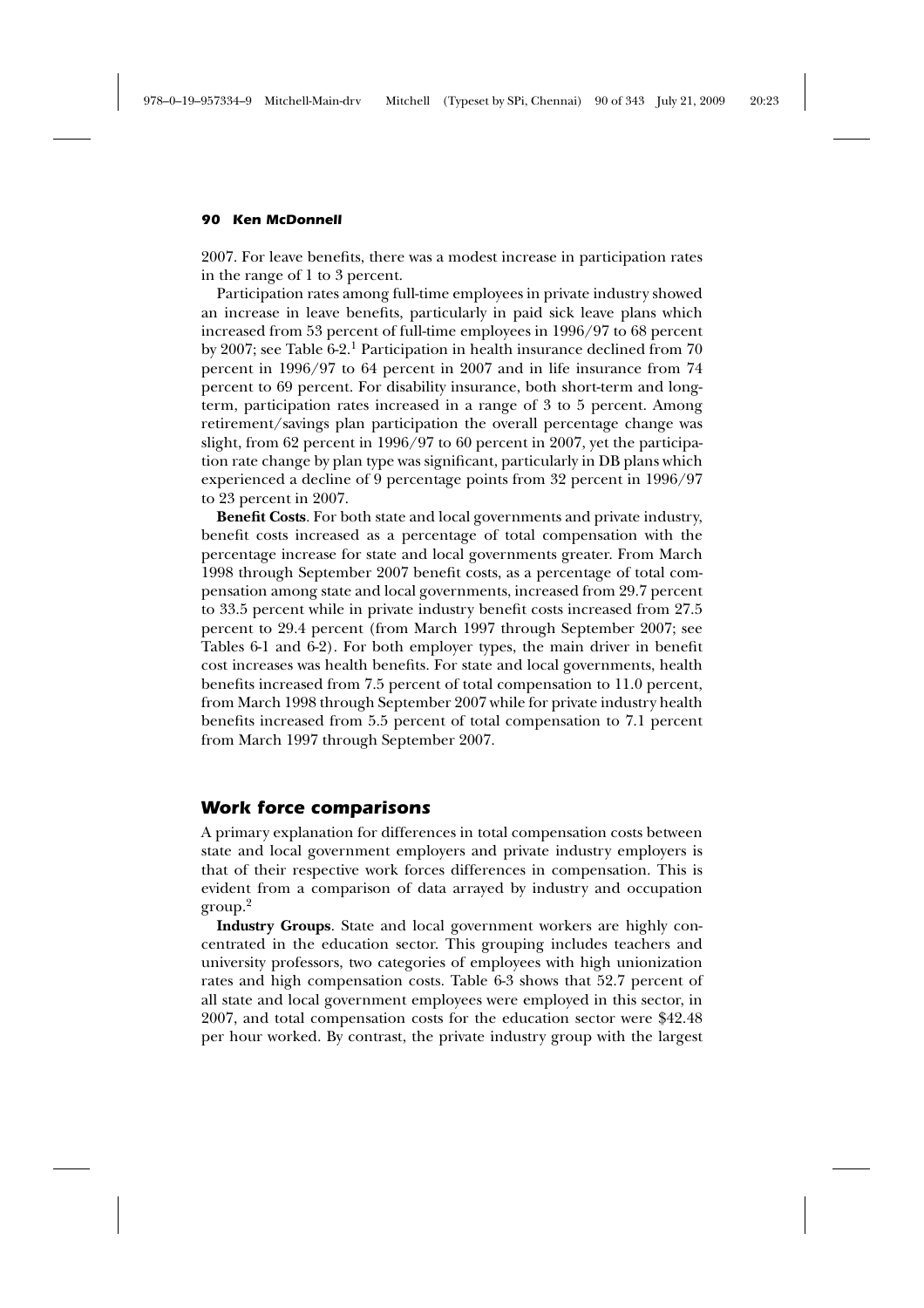2007. For leave benefits, there was a modest increase in participation rates in the range of 1 to 3 percent.

Participation rates among full-time employees in private industry showed an increase in leave benefits, particularly in paid sick leave plans which increased from 53 percent of full-time employees in 1996/97 to 68 percent by 2007; see Table 6-2.[1] Participation in health insurance declined from 70 percent in 1996/97 to 64 percent in 2007 and in life insurance from 74 percent to 69 percent. For disability insurance, both short-term and long-term, participation rates increased in a range of 3 to 5 percent. Among retirement/savings plan participation the overall percentage change was slight, from 62 percent in 1996/97 to 60 percent in 2007, yet the participation rate change by plan type was significant, particularly in DB plans which experienced a decline of 9 percentage points from 32 percent in 1996/97 to 23 percent in 2007.

**Benefit Costs**. For both state and local governments and private industry, benefit costs increased as a percentage of total compensation with the percentage increase for state and local governments greater. From March 1998 through September 2007 benefit costs, as a percentage of total compensation among state and local governments, increased from 29.7 percent to 33.5 percent while in private industry benefit costs increased from 27.5 percent to 29.4 percent (from March 1997 through September 2007; see Tables 6-1 and 6-2). For both employer types, the main driver in benefit cost increases was health benefits. For state and local governments, health benefits increased from 7.5 percent of total compensation to 11.0 percent, from March 1998 through September 2007 while for private industry health benefits increased from 5.5 percent of total compensation to 7.1 percent from March 1997 through September 2007.

## Work force comparisons

A primary explanation for differences in total compensation costs between state and local government employers and private industry employers is that of their respective work forces differences in compensation. This is evident from a comparison of data arrayed by industry and occupation group.[2]

**Industry Groups**. State and local government workers are highly concentrated in the education sector. This grouping includes teachers and university professors, two categories of employees with high unionization rates and high compensation costs. Table 6-3 shows that 52.7 percent of all state and local government employees were employed in this sector, in 2007, and total compensation costs for the education sector were $42.48 per hour worked. By contrast, the private industry group with the largest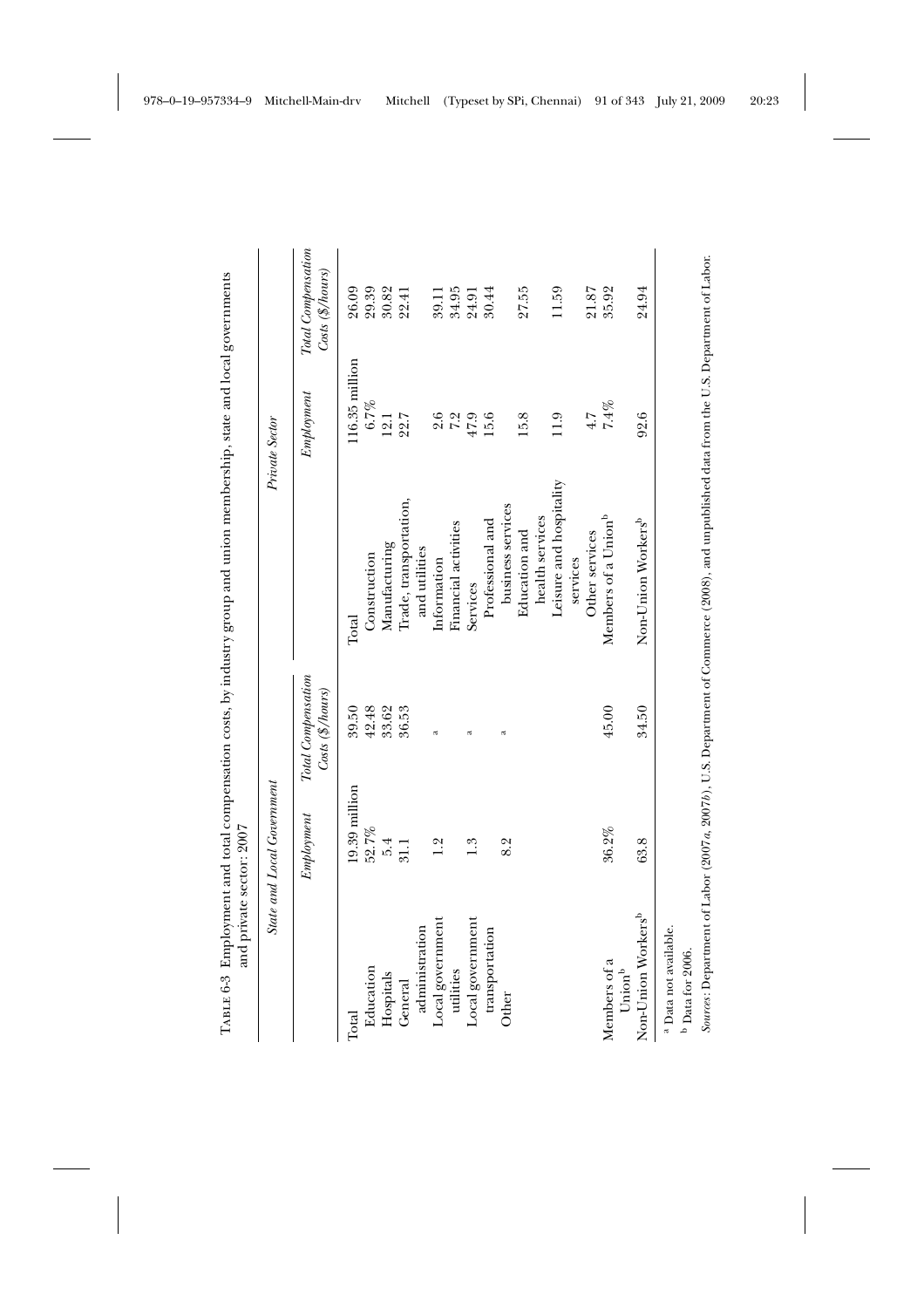TABLE 6-3 Employment and total compensation costs, by industry group and union membership, state and local governments and private sector: 2007

| State and Local Government | | | Private Sector | | |
|---|---|---|---|---|---|
| | *Employment* | *Total Compensation Costs ($/hours)* | | *Employment* | *Total Compensation Costs ($/hours)* |
| Total | 19.39 million | 39.50 | Total | 116.35 million | 26.09 |
| Education | 52.7% | 42.48 | Construction | 6.7% | 29.39 |
| Hospitals | 5.4 | 33.62 | Manufacturing | 12.1 | 30.82 |
| General administration | 31.1 | 36.53 | Trade, transportation, and utilities | 22.7 | 22.41 |
| Local government utilities | 1.2 | [a] | Information | 2.6 | 39.11 |
| | | | Financial activities | 7.2 | 34.95 |
| Local government transportation | 1.3 | [a] | Services | 47.9 | 24.91 |
| | | | Professional and business services | 15.6 | 30.44 |
| Other | 8.2 | [a] | Education and health services | 15.8 | 27.55 |
| | | | Leisure and hospitality services | 11.9 | 11.59 |
| | | | Other services | 4.7 | 21.87 |
| Members of a Union[b] | 36.2% | 45.00 | Members of a Union[b] | 7.4% | 35.92 |
| Non-Union Workers[b] | 63.8 | 34.50 | Non-Union Workers[b] | 92.6 | 24.94 |

[a] Data not available.
[b] Data for 2006.

*Sources*: Department of Labor (2007*a*, 2007*b*), U.S. Department of Commerce (2008), and unpublished data from the U.S. Department of Labor.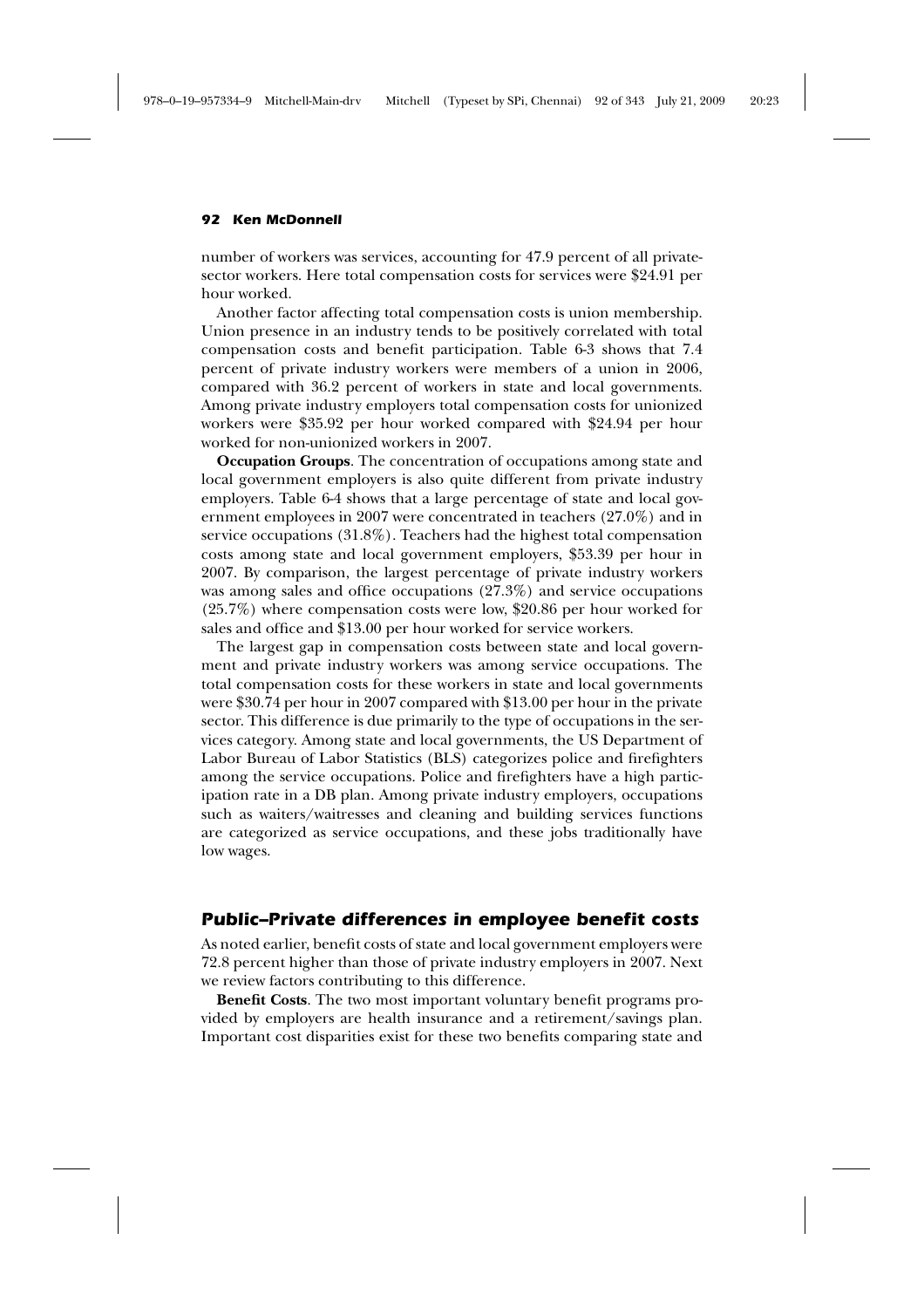number of workers was services, accounting for 47.9 percent of all private-sector workers. Here total compensation costs for services were $24.91 per hour worked.

Another factor affecting total compensation costs is union membership. Union presence in an industry tends to be positively correlated with total compensation costs and benefit participation. Table 6-3 shows that 7.4 percent of private industry workers were members of a union in 2006, compared with 36.2 percent of workers in state and local governments. Among private industry employers total compensation costs for unionized workers were $35.92 per hour worked compared with $24.94 per hour worked for non-unionized workers in 2007.

**Occupation Groups**. The concentration of occupations among state and local government employers is also quite different from private industry employers. Table 6-4 shows that a large percentage of state and local government employees in 2007 were concentrated in teachers (27.0%) and in service occupations (31.8%). Teachers had the highest total compensation costs among state and local government employers, $53.39 per hour in 2007. By comparison, the largest percentage of private industry workers was among sales and office occupations (27.3%) and service occupations (25.7%) where compensation costs were low, $20.86 per hour worked for sales and office and $13.00 per hour worked for service workers.

The largest gap in compensation costs between state and local government and private industry workers was among service occupations. The total compensation costs for these workers in state and local governments were $30.74 per hour in 2007 compared with $13.00 per hour in the private sector. This difference is due primarily to the type of occupations in the services category. Among state and local governments, the US Department of Labor Bureau of Labor Statistics (BLS) categorizes police and firefighters among the service occupations. Police and firefighters have a high participation rate in a DB plan. Among private industry employers, occupations such as waiters/waitresses and cleaning and building services functions are categorized as service occupations, and these jobs traditionally have low wages.

## Public–Private differences in employee benefit costs

As noted earlier, benefit costs of state and local government employers were 72.8 percent higher than those of private industry employers in 2007. Next we review factors contributing to this difference.

**Benefit Costs**. The two most important voluntary benefit programs provided by employers are health insurance and a retirement/savings plan. Important cost disparities exist for these two benefits comparing state and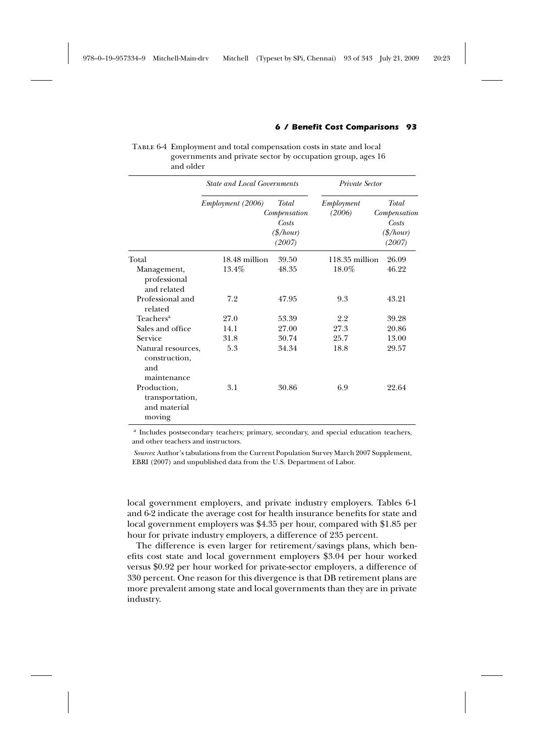Table 6-4 Employment and total compensation costs in state and local governments and private sector by occupation group, ages 16 and older

| | *State and Local Governments* | | *Private Sector* | |
|---|---|---|---|---|
| | *Employment (2006)* | *Total Compensation Costs ($/hour) (2007)* | *Employment (2006)* | *Total Compensation Costs ($/hour) (2007)* |
| Total | 18.48 million | 39.50 | 118.35 million | 26.09 |
| Management, professional and related | 13.4% | 48.35 | 18.0% | 46.22 |
| Professional and related | 7.2 | 47.95 | 9.3 | 43.21 |
| Teachers[a] | 27.0 | 53.39 | 2.2 | 39.28 |
| Sales and office | 14.1 | 27.00 | 27.3 | 20.86 |
| Service | 31.8 | 30.74 | 25.7 | 13.00 |
| Natural resources, construction, and maintenance | 5.3 | 34.34 | 18.8 | 29.57 |
| Production, transportation, and material moving | 3.1 | 30.86 | 6.9 | 22.64 |

[a] Includes postsecondary teachers; primary, secondary, and special education teachers, and other teachers and instructors.

*Sources*: Author's tabulations from the Current Population Survey March 2007 Supplement, EBRI (2007) and unpublished data from the U.S. Department of Labor.

local government employers, and private industry employers. Tables 6-1 and 6-2 indicate the average cost for health insurance benefits for state and local government employers was $4.35 per hour, compared with $1.85 per hour for private industry employers, a difference of 235 percent.

The difference is even larger for retirement/savings plans, which benefits cost state and local government employers $3.04 per hour worked versus $0.92 per hour worked for private-sector employers, a difference of 330 percent. One reason for this divergence is that DB retirement plans are more prevalent among state and local governments than they are in private industry.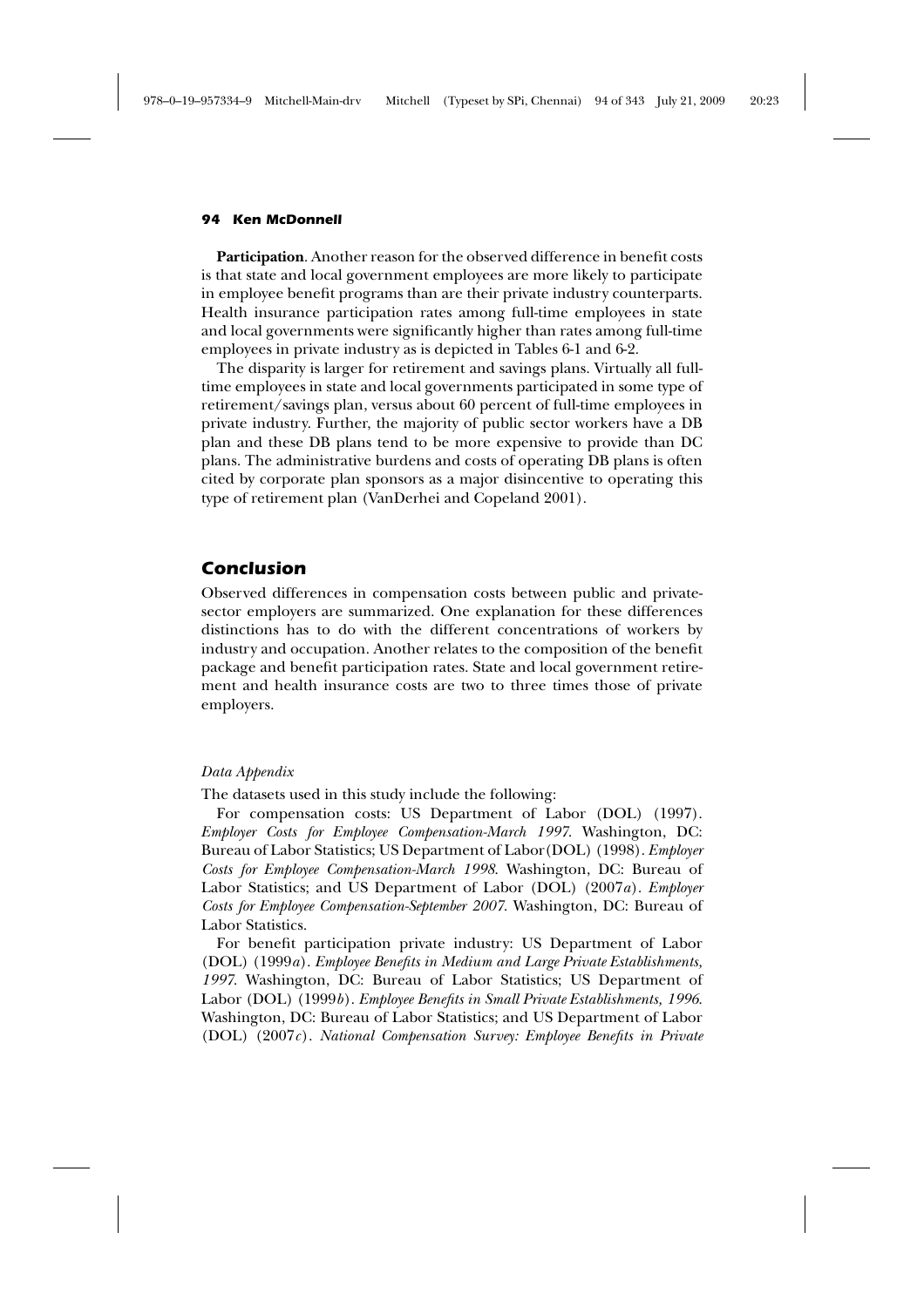**Participation**. Another reason for the observed difference in benefit costs is that state and local government employees are more likely to participate in employee benefit programs than are their private industry counterparts. Health insurance participation rates among full-time employees in state and local governments were significantly higher than rates among full-time employees in private industry as is depicted in Tables 6-1 and 6-2.

The disparity is larger for retirement and savings plans. Virtually all full-time employees in state and local governments participated in some type of retirement/savings plan, versus about 60 percent of full-time employees in private industry. Further, the majority of public sector workers have a DB plan and these DB plans tend to be more expensive to provide than DC plans. The administrative burdens and costs of operating DB plans is often cited by corporate plan sponsors as a major disincentive to operating this type of retirement plan (VanDerhei and Copeland 2001).

## Conclusion

Observed differences in compensation costs between public and private-sector employers are summarized. One explanation for these differences distinctions has to do with the different concentrations of workers by industry and occupation. Another relates to the composition of the benefit package and benefit participation rates. State and local government retirement and health insurance costs are two to three times those of private employers.

### *Data Appendix*

The datasets used in this study include the following:

For compensation costs: US Department of Labor (DOL) (1997). *Employer Costs for Employee Compensation-March 1997*. Washington, DC: Bureau of Labor Statistics; US Department of Labor (DOL) (1998). *Employer Costs for Employee Compensation-March 1998*. Washington, DC: Bureau of Labor Statistics; and US Department of Labor (DOL) (2007*a*). *Employer Costs for Employee Compensation-September 2007*. Washington, DC: Bureau of Labor Statistics.

For benefit participation private industry: US Department of Labor (DOL) (1999*a*). *Employee Benefits in Medium and Large Private Establishments, 1997*. Washington, DC: Bureau of Labor Statistics; US Department of Labor (DOL) (1999*b*). *Employee Benefits in Small Private Establishments, 1996*. Washington, DC: Bureau of Labor Statistics; and US Department of Labor (DOL) (2007*c*). *National Compensation Survey: Employee Benefits in Private*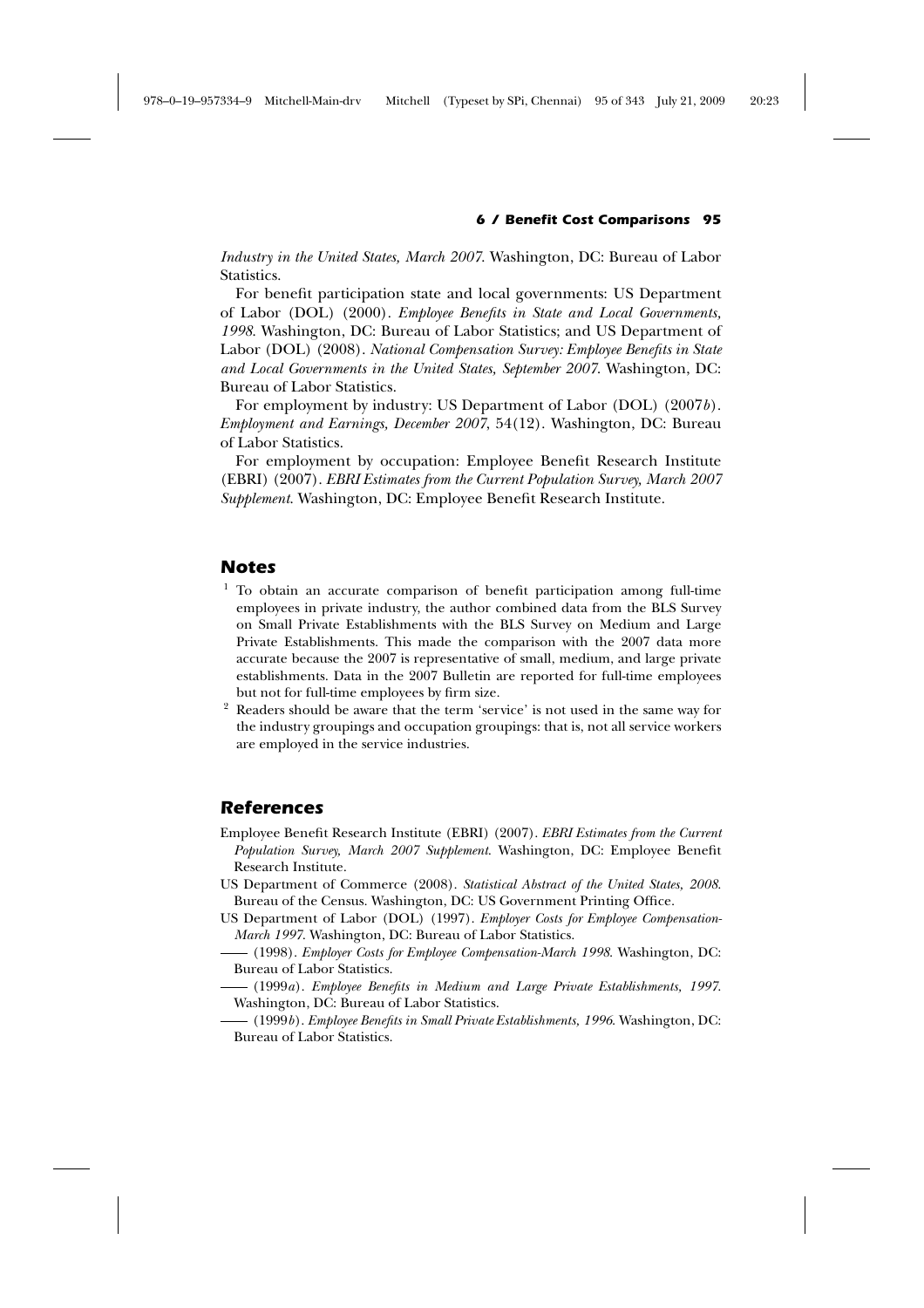*Industry in the United States, March 2007*. Washington, DC: Bureau of Labor Statistics.

For benefit participation state and local governments: US Department of Labor (DOL) (2000). *Employee Benefits in State and Local Governments, 1998*. Washington, DC: Bureau of Labor Statistics; and US Department of Labor (DOL) (2008). *National Compensation Survey: Employee Benefits in State and Local Governments in the United States, September 2007*. Washington, DC: Bureau of Labor Statistics.

For employment by industry: US Department of Labor (DOL) (2007*b*). *Employment and Earnings, December 2007*, 54(12). Washington, DC: Bureau of Labor Statistics.

For employment by occupation: Employee Benefit Research Institute (EBRI) (2007). *EBRI Estimates from the Current Population Survey, March 2007 Supplement*. Washington, DC: Employee Benefit Research Institute.

## Notes

[1] To obtain an accurate comparison of benefit participation among full-time employees in private industry, the author combined data from the BLS Survey on Small Private Establishments with the BLS Survey on Medium and Large Private Establishments. This made the comparison with the 2007 data more accurate because the 2007 is representative of small, medium, and large private establishments. Data in the 2007 Bulletin are reported for full-time employees but not for full-time employees by firm size.

[2] Readers should be aware that the term 'service' is not used in the same way for the industry groupings and occupation groupings: that is, not all service workers are employed in the service industries.

## References

Employee Benefit Research Institute (EBRI) (2007). *EBRI Estimates from the Current Population Survey, March 2007 Supplement*. Washington, DC: Employee Benefit Research Institute.

US Department of Commerce (2008). *Statistical Abstract of the United States, 2008*. Bureau of the Census. Washington, DC: US Government Printing Office.

US Department of Labor (DOL) (1997). *Employer Costs for Employee Compensation-March 1997*. Washington, DC: Bureau of Labor Statistics.

—— (1998). *Employer Costs for Employee Compensation-March 1998*. Washington, DC: Bureau of Labor Statistics.

—— (1999*a*). *Employee Benefits in Medium and Large Private Establishments, 1997*. Washington, DC: Bureau of Labor Statistics.

—— (1999*b*). *Employee Benefits in Small Private Establishments, 1996*. Washington, DC: Bureau of Labor Statistics.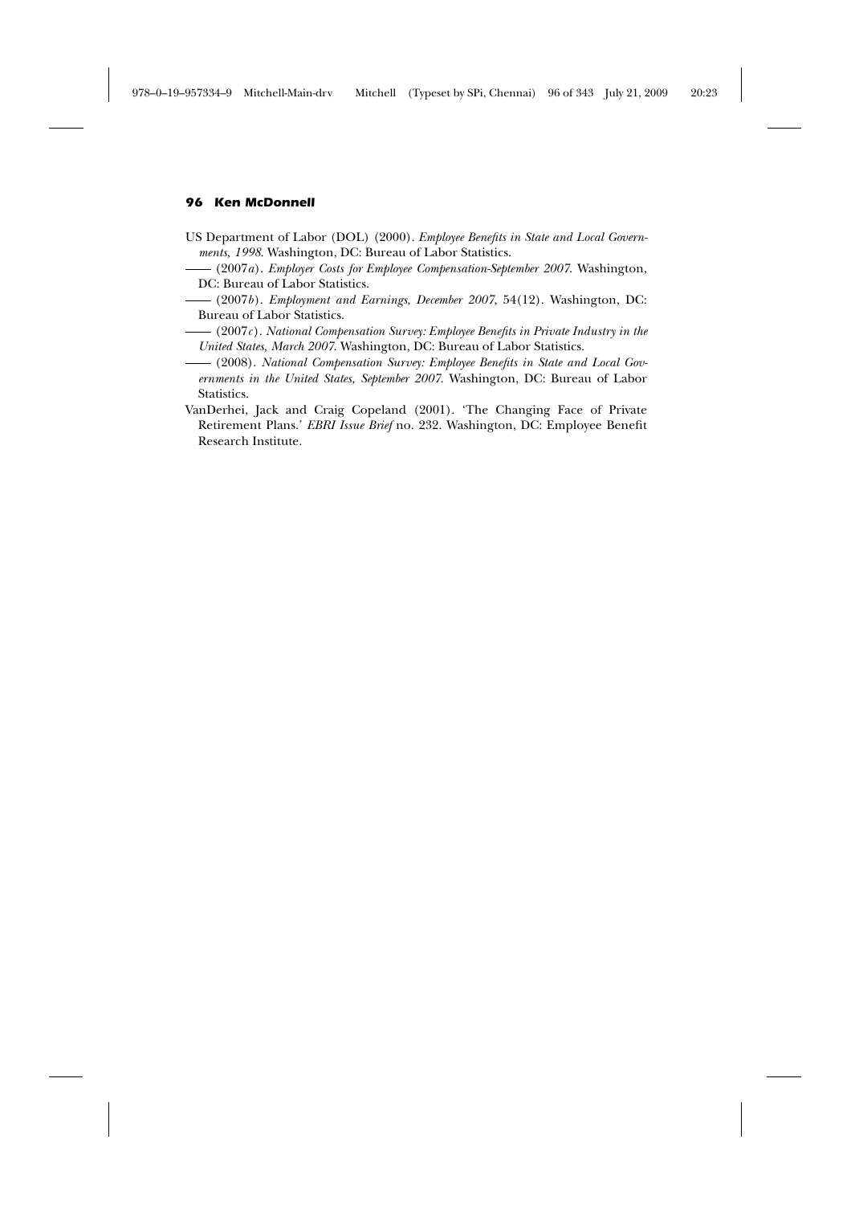US Department of Labor (DOL) (2000). *Employee Benefits in State and Local Governments, 1998*. Washington, DC: Bureau of Labor Statistics.

—— (2007*a*). *Employer Costs for Employee Compensation-September 2007*. Washington, DC: Bureau of Labor Statistics.

—— (2007*b*). *Employment and Earnings, December 2007*, 54(12). Washington, DC: Bureau of Labor Statistics.

—— (2007*c*). *National Compensation Survey: Employee Benefits in Private Industry in the United States, March 2007*. Washington, DC: Bureau of Labor Statistics.

—— (2008). *National Compensation Survey: Employee Benefits in State and Local Governments in the United States, September 2007*. Washington, DC: Bureau of Labor Statistics.

VanDerhei, Jack and Craig Copeland (2001). 'The Changing Face of Private Retirement Plans.' *EBRI Issue Brief* no. 232. Washington, DC: Employee Benefit Research Institute.